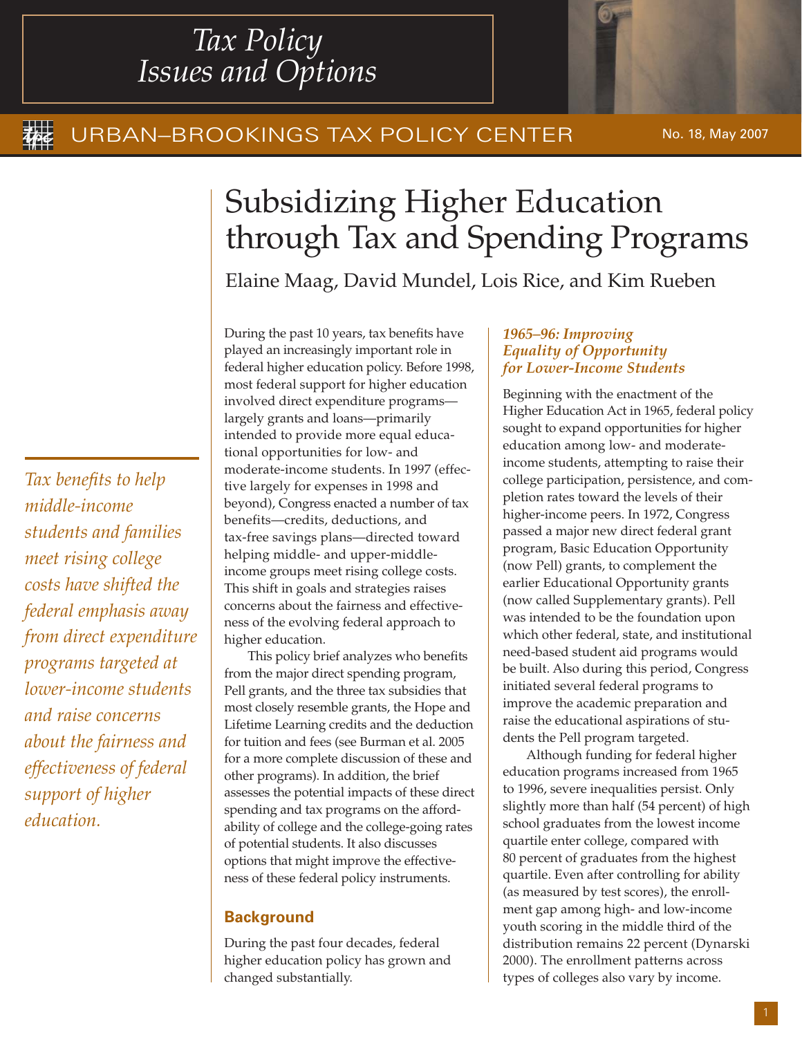# Tax Policy Issues and Options

URBAN–BROOKINGS TAX POLICY CENTER

No. 18, May 2007

# Subsidizing Higher Education through Tax and Spending Programs

Elaine Maag, David Mundel, Lois Rice, and Kim Rueben

*Tax benefits to help middle-income students and families meet rising college costs have shifted the federal emphasis away from direct expenditure programs targeted at lower-income students and raise concerns about the fairness and effectiveness of federal support of higher education.*

During the past 10 years, tax benefits have played an increasingly important role in federal higher education policy. Before 1998, most federal support for higher education involved direct expenditure programs—largely grants and loans—primarily intended to provide more equal educational opportunities for low- and moderate-income students. In 1997 (effective largely for expenses in 1998 and beyond), Congress enacted a number of tax benefits—credits, deductions, and tax-free savings plans—directed toward helping middle- and upper-middle-income groups meet rising college costs. This shift in goals and strategies raises concerns about the fairness and effectiveness of the evolving federal approach to higher education.

This policy brief analyzes who benefits from the major direct spending program, Pell grants, and the three tax subsidies that most closely resemble grants, the Hope and Lifetime Learning credits and the deduction for tuition and fees (see Burman et al. 2005 for a more complete discussion of these and other programs). In addition, the brief assesses the potential impacts of these direct spending and tax programs on the affordability of college and the college-going rates of potential students. It also discusses options that might improve the effectiveness of these federal policy instruments.

## Background

During the past four decades, federal higher education policy has grown and changed substantially.

### *1965–96: Improving Equality of Opportunity for Lower-Income Students*

Beginning with the enactment of the Higher Education Act in 1965, federal policy sought to expand opportunities for higher education among low- and moderate-income students, attempting to raise their college participation, persistence, and completion rates toward the levels of their higher-income peers. In 1972, Congress passed a major new direct federal grant program, Basic Education Opportunity (now Pell) grants, to complement the earlier Educational Opportunity grants (now called Supplementary grants). Pell was intended to be the foundation upon which other federal, state, and institutional need-based student aid programs would be built. Also during this period, Congress initiated several federal programs to improve the academic preparation and raise the educational aspirations of students the Pell program targeted.

Although funding for federal higher education programs increased from 1965 to 1996, severe inequalities persist. Only slightly more than half (54 percent) of high school graduates from the lowest income quartile enter college, compared with 80 percent of graduates from the highest quartile. Even after controlling for ability (as measured by test scores), the enrollment gap among high- and low-income youth scoring in the middle third of the distribution remains 22 percent (Dynarski 2000). The enrollment patterns across types of colleges also vary by income.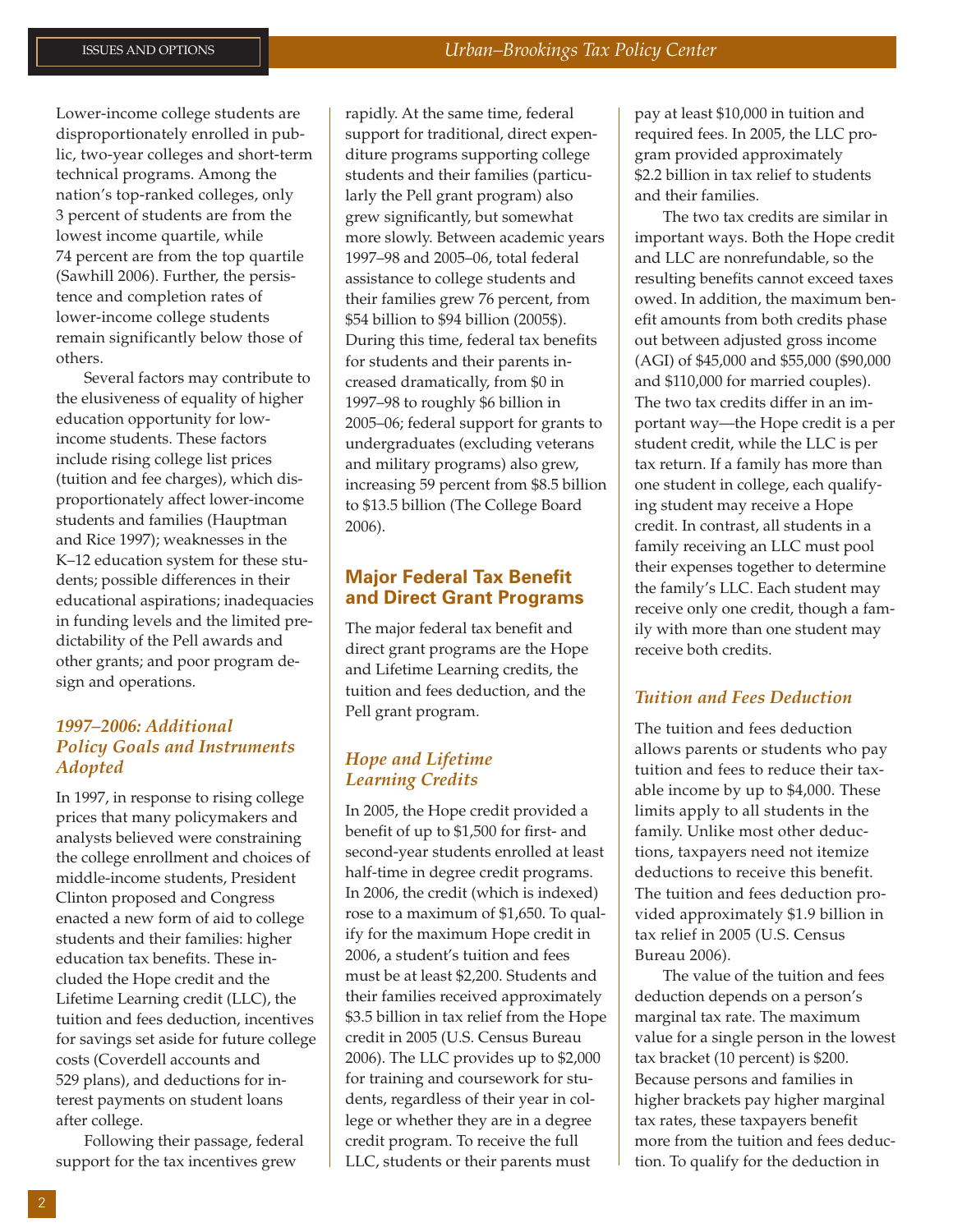Lower-income college students are disproportionately enrolled in public, two-year colleges and short-term technical programs. Among the nation's top-ranked colleges, only 3 percent of students are from the lowest income quartile, while 74 percent are from the top quartile (Sawhill 2006). Further, the persistence and completion rates of lower-income college students remain significantly below those of others.

Several factors may contribute to the elusiveness of equality of higher education opportunity for low-income students. These factors include rising college list prices (tuition and fee charges), which disproportionately affect lower-income students and families (Hauptman and Rice 1997); weaknesses in the K–12 education system for these students; possible differences in their educational aspirations; inadequacies in funding levels and the limited predictability of the Pell awards and other grants; and poor program design and operations.

### *1997–2006: Additional Policy Goals and Instruments Adopted*

In 1997, in response to rising college prices that many policymakers and analysts believed were constraining the college enrollment and choices of middle-income students, President Clinton proposed and Congress enacted a new form of aid to college students and their families: higher education tax benefits. These included the Hope credit and the Lifetime Learning credit (LLC), the tuition and fees deduction, incentives for savings set aside for future college costs (Coverdell accounts and 529 plans), and deductions for interest payments on student loans after college.

Following their passage, federal support for the tax incentives grew rapidly. At the same time, federal support for traditional, direct expenditure programs supporting college students and their families (particularly the Pell grant program) also grew significantly, but somewhat more slowly. Between academic years 1997–98 and 2005–06, total federal assistance to college students and their families grew 76 percent, from $54 billion to $94 billion (2005$). During this time, federal tax benefits for students and their parents increased dramatically, from $0 in 1997–98 to roughly $6 billion in 2005–06; federal support for grants to undergraduates (excluding veterans and military programs) also grew, increasing 59 percent from $8.5 billion to $13.5 billion (The College Board 2006).

## Major Federal Tax Benefit and Direct Grant Programs

The major federal tax benefit and direct grant programs are the Hope and Lifetime Learning credits, the tuition and fees deduction, and the Pell grant program.

### *Hope and Lifetime Learning Credits*

In 2005, the Hope credit provided a benefit of up to $1,500 for first- and second-year students enrolled at least half-time in degree credit programs. In 2006, the credit (which is indexed) rose to a maximum of $1,650. To qualify for the maximum Hope credit in 2006, a student's tuition and fees must be at least $2,200. Students and their families received approximately $3.5 billion in tax relief from the Hope credit in 2005 (U.S. Census Bureau 2006). The LLC provides up to $2,000 for training and coursework for students, regardless of their year in college or whether they are in a degree credit program. To receive the full LLC, students or their parents must pay at least $10,000 in tuition and required fees. In 2005, the LLC program provided approximately $2.2 billion in tax relief to students and their families.

The two tax credits are similar in important ways. Both the Hope credit and LLC are nonrefundable, so the resulting benefits cannot exceed taxes owed. In addition, the maximum benefit amounts from both credits phase out between adjusted gross income (AGI) of $45,000 and $55,000 ($90,000 and $110,000 for married couples). The two tax credits differ in an important way—the Hope credit is a per student credit, while the LLC is per tax return. If a family has more than one student in college, each qualifying student may receive a Hope credit. In contrast, all students in a family receiving an LLC must pool their expenses together to determine the family's LLC. Each student may receive only one credit, though a family with more than one student may receive both credits.

### *Tuition and Fees Deduction*

The tuition and fees deduction allows parents or students who pay tuition and fees to reduce their taxable income by up to $4,000. These limits apply to all students in the family. Unlike most other deductions, taxpayers need not itemize deductions to receive this benefit. The tuition and fees deduction provided approximately $1.9 billion in tax relief in 2005 (U.S. Census Bureau 2006).

The value of the tuition and fees deduction depends on a person's marginal tax rate. The maximum value for a single person in the lowest tax bracket (10 percent) is $200. Because persons and families in higher brackets pay higher marginal tax rates, these taxpayers benefit more from the tuition and fees deduction. To qualify for the deduction in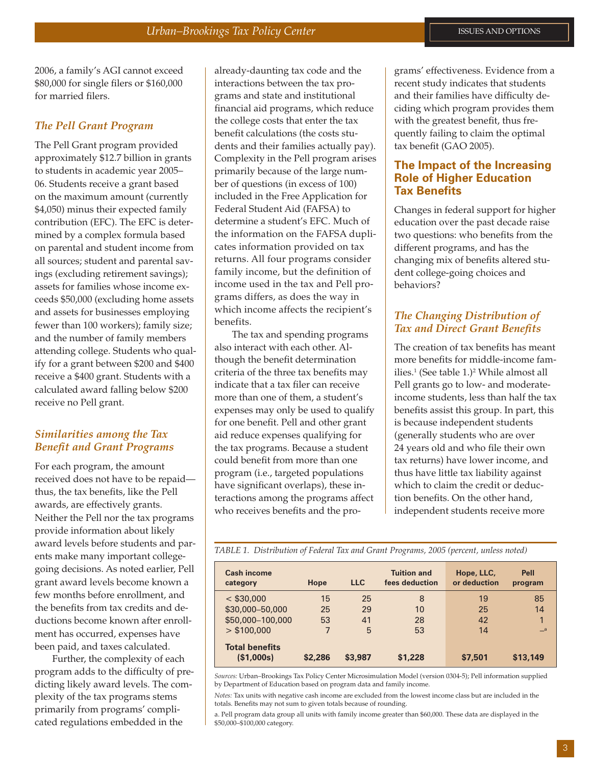2006, a family's AGI cannot exceed $80,000 for single filers or $160,000 for married filers.

### *The Pell Grant Program*

The Pell Grant program provided approximately $12.7 billion in grants to students in academic year 2005–06. Students receive a grant based on the maximum amount (currently $4,050) minus their expected family contribution (EFC). The EFC is determined by a complex formula based on parental and student income from all sources; student and parental savings (excluding retirement savings); assets for families whose income exceeds $50,000 (excluding home assets and assets for businesses employing fewer than 100 workers); family size; and the number of family members attending college. Students who qualify for a grant between $200 and $400 receive a $400 grant. Students with a calculated award falling below $200 receive no Pell grant.

### *Similarities among the Tax Benefit and Grant Programs*

For each program, the amount received does not have to be repaid—thus, the tax benefits, like the Pell awards, are effectively grants. Neither the Pell nor the tax programs provide information about likely award levels before students and parents make many important college-going decisions. As noted earlier, Pell grant award levels become known a few months before enrollment, and the benefits from tax credits and deductions become known after enrollment has occurred, expenses have been paid, and taxes calculated.

Further, the complexity of each program adds to the difficulty of predicting likely award levels. The complexity of the tax programs stems primarily from programs' complicated regulations embedded in the already-daunting tax code and the interactions between the tax programs and state and institutional financial aid programs, which reduce the college costs that enter the tax benefit calculations (the costs students and their families actually pay). Complexity in the Pell program arises primarily because of the large number of questions (in excess of 100) included in the Free Application for Federal Student Aid (FAFSA) to determine a student's EFC. Much of the information on the FAFSA duplicates information provided on tax returns. All four programs consider family income, but the definition of income used in the tax and Pell programs differs, as does the way in which income affects the recipient's benefits.

The tax and spending programs also interact with each other. Although the benefit determination criteria of the three tax benefits may indicate that a tax filer can receive more than one of them, a student's expenses may only be used to qualify for one benefit. Pell and other grant aid reduce expenses qualifying for the tax programs. Because a student could benefit from more than one program (i.e., targeted populations have significant overlaps), these interactions among the programs affect who receives benefits and the programs' effectiveness. Evidence from a recent study indicates that students and their families have difficulty deciding which program provides them with the greatest benefit, thus frequently failing to claim the optimal tax benefit (GAO 2005).

## The Impact of the Increasing Role of Higher Education Tax Benefits

Changes in federal support for higher education over the past decade raise two questions: who benefits from the different programs, and has the changing mix of benefits altered student college-going choices and behaviors?

### *The Changing Distribution of Tax and Direct Grant Benefits*

The creation of tax benefits has meant more benefits for middle-income families.[1] (See table 1.)[2] While almost all Pell grants go to low- and moderate-income students, less than half the tax benefits assist this group. In part, this is because independent students (generally students who are over 24 years old and who file their own tax returns) have lower income, and thus have little tax liability against which to claim the credit or deduction benefits. On the other hand, independent students receive more

*TABLE 1. Distribution of Federal Tax and Grant Programs, 2005 (percent, unless noted)*

| Cash income category | Hope | LLC | Tuition and fees deduction | Hope, LLC, or deduction | Pell program |
|---|---|---|---|---|---|
| < $30,000 | 15 | 25 | 8 | 19 | 85 |
| $30,000–50,000 | 25 | 29 | 10 | 25 | 14 |
| $50,000–100,000 | 53 | 41 | 28 | 42 | 1 |
| > $100,000 | 7 | 5 | 53 | 14 | –[a] |
| **Total benefits ($1,000s)** | **$2,286** | **$3,987** | **$1,228** | **$7,501** | **$13,149** |

*Sources:* Urban–Brookings Tax Policy Center Microsimulation Model (version 0304-5); Pell information supplied by Department of Education based on program data and family income.

*Notes:* Tax units with negative cash income are excluded from the lowest income class but are included in the totals. Benefits may not sum to given totals because of rounding.

a. Pell program data group all units with family income greater than $60,000. These data are displayed in the $50,000–$100,000 category.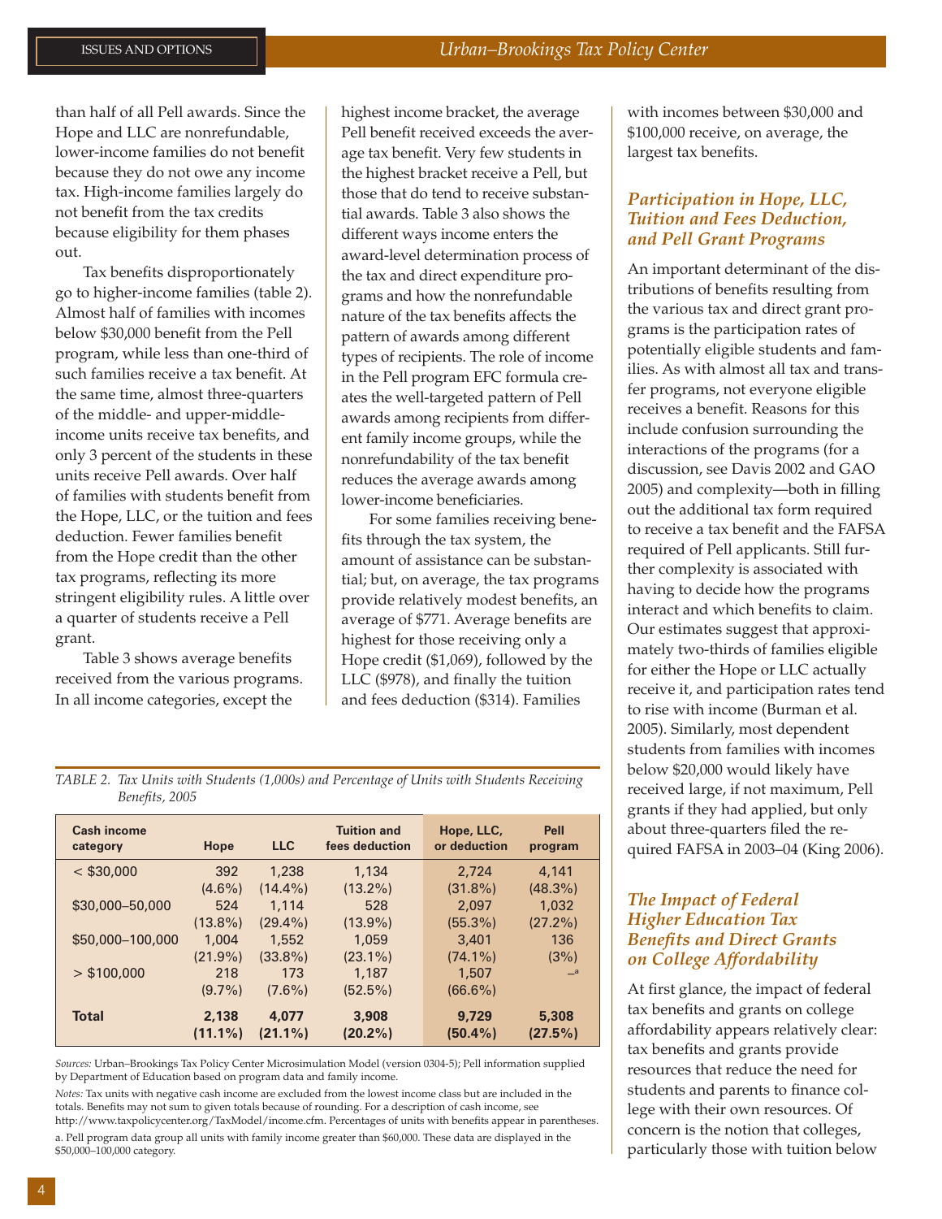than half of all Pell awards. Since the Hope and LLC are nonrefundable, lower-income families do not benefit because they do not owe any income tax. High-income families largely do not benefit from the tax credits because eligibility for them phases out.

Tax benefits disproportionately go to higher-income families (table 2). Almost half of families with incomes below $30,000 benefit from the Pell program, while less than one-third of such families receive a tax benefit. At the same time, almost three-quarters of the middle- and upper-middle-income units receive tax benefits, and only 3 percent of the students in these units receive Pell awards. Over half of families with students benefit from the Hope, LLC, or the tuition and fees deduction. Fewer families benefit from the Hope credit than the other tax programs, reflecting its more stringent eligibility rules. A little over a quarter of students receive a Pell grant.

Table 3 shows average benefits received from the various programs. In all income categories, except the highest income bracket, the average Pell benefit received exceeds the average tax benefit. Very few students in the highest bracket receive a Pell, but those that do tend to receive substantial awards. Table 3 also shows the different ways income enters the award-level determination process of the tax and direct expenditure programs and how the nonrefundable nature of the tax benefits affects the pattern of awards among different types of recipients. The role of income in the Pell program EFC formula creates the well-targeted pattern of Pell awards among recipients from different family income groups, while the nonrefundability of the tax benefit reduces the average awards among lower-income beneficiaries.

For some families receiving benefits through the tax system, the amount of assistance can be substantial; but, on average, the tax programs provide relatively modest benefits, an average of $771. Average benefits are highest for those receiving only a Hope credit ($1,069), followed by the LLC ($978), and finally the tuition and fees deduction ($314). Families with incomes between $30,000 and $100,000 receive, on average, the largest tax benefits.

*TABLE 2. Tax Units with Students (1,000s) and Percentage of Units with Students Receiving Benefits, 2005*

| Cash income category | Hope | LLC | Tuition and fees deduction | Hope, LLC, or deduction | Pell program |
|---|---|---|---|---|---|
| < $30,000 | 392 (4.6%) | 1,238 (14.4%) | 1,134 (13.2%) | 2,724 (31.8%) | 4,141 (48.3%) |
| $30,000–50,000 | 524 (13.8%) | 1,114 (29.4%) | 528 (13.9%) | 2,097 (55.3%) | 1,032 (27.2%) |
| $50,000–100,000 | 1,004 (21.9%) | 1,552 (33.8%) | 1,059 (23.1%) | 3,401 (74.1%) | 136 (3%) |
| > $100,000 | 218 (9.7%) | 173 (7.6%) | 1,187 (52.5%) | 1,507 (66.6%) | —[a] |
| **Total** | **2,138 (11.1%)** | **4,077 (21.1%)** | **3,908 (20.2%)** | **9,729 (50.4%)** | **5,308 (27.5%)** |

*Sources:* Urban–Brookings Tax Policy Center Microsimulation Model (version 0304-5); Pell information supplied by Department of Education based on program data and family income.

*Notes:* Tax units with negative cash income are excluded from the lowest income class but are included in the totals. Benefits may not sum to given totals because of rounding. For a description of cash income, see http://www.taxpolicycenter.org/TaxModel/income.cfm. Percentages of units with benefits appear in parentheses.

a. Pell program data group all units with family income greater than $60,000. These data are displayed in the $50,000–100,000 category.

### *Participation in Hope, LLC, Tuition and Fees Deduction, and Pell Grant Programs*

An important determinant of the distributions of benefits resulting from the various tax and direct grant programs is the participation rates of potentially eligible students and families. As with almost all tax and transfer programs, not everyone eligible receives a benefit. Reasons for this include confusion surrounding the interactions of the programs (for a discussion, see Davis 2002 and GAO 2005) and complexity—both in filling out the additional tax form required to receive a tax benefit and the FAFSA required of Pell applicants. Still further complexity is associated with having to decide how the programs interact and which benefits to claim. Our estimates suggest that approximately two-thirds of families eligible for either the Hope or LLC actually receive it, and participation rates tend to rise with income (Burman et al. 2005). Similarly, most dependent students from families with incomes below $20,000 would likely have received large, if not maximum, Pell grants if they had applied, but only about three-quarters filed the required FAFSA in 2003–04 (King 2006).

### *The Impact of Federal Higher Education Tax Benefits and Direct Grants on College Affordability*

At first glance, the impact of federal tax benefits and grants on college affordability appears relatively clear: tax benefits and grants provide resources that reduce the need for students and parents to finance college with their own resources. Of concern is the notion that colleges, particularly those with tuition below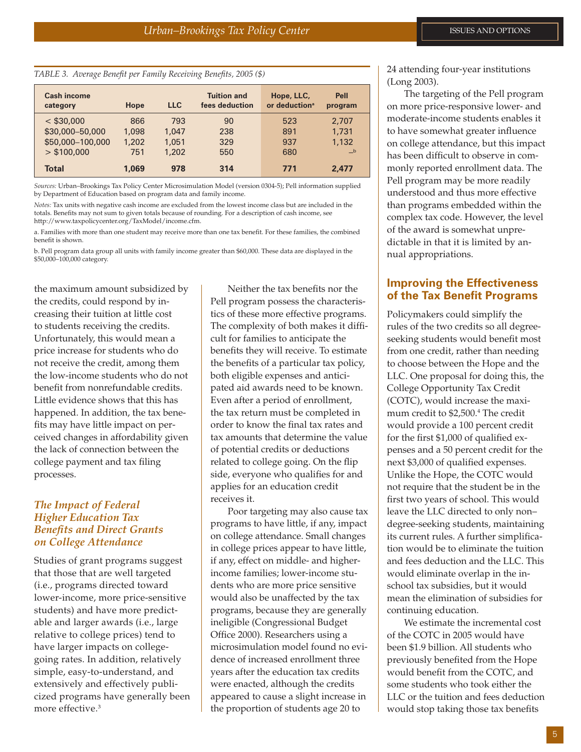*TABLE 3. Average Benefit per Family Receiving Benefits, 2005 ($)*

| Cash income category | Hope | LLC | Tuition and fees deduction | Hope, LLC, or deduction[a] | Pell program |
|---|---|---|---|---|---|
| < $30,000 | 866 | 793 | 90 | 523 | 2,707 |
| $30,000–50,000 | 1,098 | 1,047 | 238 | 891 | 1,731 |
| $50,000–100,000 | 1,202 | 1,051 | 329 | 937 | 1,132 |
| > $100,000 | 751 | 1,202 | 550 | 680 | —[b] |
| **Total** | **1,069** | **978** | **314** | **771** | **2,477** |

*Sources:* Urban–Brookings Tax Policy Center Microsimulation Model (version 0304-5); Pell information supplied by Department of Education based on program data and family income.

*Notes:* Tax units with negative cash income are excluded from the lowest income class but are included in the totals. Benefits may not sum to given totals because of rounding. For a description of cash income, see http://www.taxpolicycenter.org/TaxModel/income.cfm.

a. Families with more than one student may receive more than one tax benefit. For these families, the combined benefit is shown.

b. Pell program data group all units with family income greater than $60,000. These data are displayed in the $50,000–100,000 category.

the maximum amount subsidized by the credits, could respond by increasing their tuition at little cost to students receiving the credits. Unfortunately, this would mean a price increase for students who do not receive the credit, among them the low-income students who do not benefit from nonrefundable credits. Little evidence shows that this has happened. In addition, the tax benefits may have little impact on perceived changes in affordability given the lack of connection between the college payment and tax filing processes.

### *The Impact of Federal Higher Education Tax Benefits and Direct Grants on College Attendance*

Studies of grant programs suggest that those that are well targeted (i.e., programs directed toward lower-income, more price-sensitive students) and have more predictable and larger awards (i.e., large relative to college prices) tend to have larger impacts on college-going rates. In addition, relatively simple, easy-to-understand, and extensively and effectively publicized programs have generally been more effective.[3]

Neither the tax benefits nor the Pell program possess the characteristics of these more effective programs. The complexity of both makes it difficult for families to anticipate the benefits they will receive. To estimate the benefits of a particular tax policy, both eligible expenses and anticipated aid awards need to be known. Even after a period of enrollment, the tax return must be completed in order to know the final tax rates and tax amounts that determine the value of potential credits or deductions related to college going. On the flip side, everyone who qualifies for and applies for an education credit receives it.

Poor targeting may also cause tax programs to have little, if any, impact on college attendance. Small changes in college prices appear to have little, if any, effect on middle- and higher-income families; lower-income students who are more price sensitive would also be unaffected by the tax programs, because they are generally ineligible (Congressional Budget Office 2000). Researchers using a microsimulation model found no evidence of increased enrollment three years after the education tax credits were enacted, although the credits appeared to cause a slight increase in the proportion of students age 20 to 24 attending four-year institutions (Long 2003).

The targeting of the Pell program on more price-responsive lower- and moderate-income students enables it to have somewhat greater influence on college attendance, but this impact has been difficult to observe in commonly reported enrollment data. The Pell program may be more readily understood and thus more effective than programs embedded within the complex tax code. However, the level of the award is somewhat unpredictable in that it is limited by annual appropriations.

## Improving the Effectiveness of the Tax Benefit Programs

Policymakers could simplify the rules of the two credits so all degree-seeking students would benefit most from one credit, rather than needing to choose between the Hope and the LLC. One proposal for doing this, the College Opportunity Tax Credit (COTC), would increase the maximum credit to $2,500.[4] The credit would provide a 100 percent credit for the first $1,000 of qualified expenses and a 50 percent credit for the next $3,000 of qualified expenses. Unlike the Hope, the COTC would not require that the student be in the first two years of school. This would leave the LLC directed to only non–degree-seeking students, maintaining its current rules. A further simplification would be to eliminate the tuition and fees deduction and the LLC. This would eliminate overlap in the in-school tax subsidies, but it would mean the elimination of subsidies for continuing education.

We estimate the incremental cost of the COTC in 2005 would have been $1.9 billion. All students who previously benefited from the Hope would benefit from the COTC, and some students who took either the LLC or the tuition and fees deduction would stop taking those tax benefits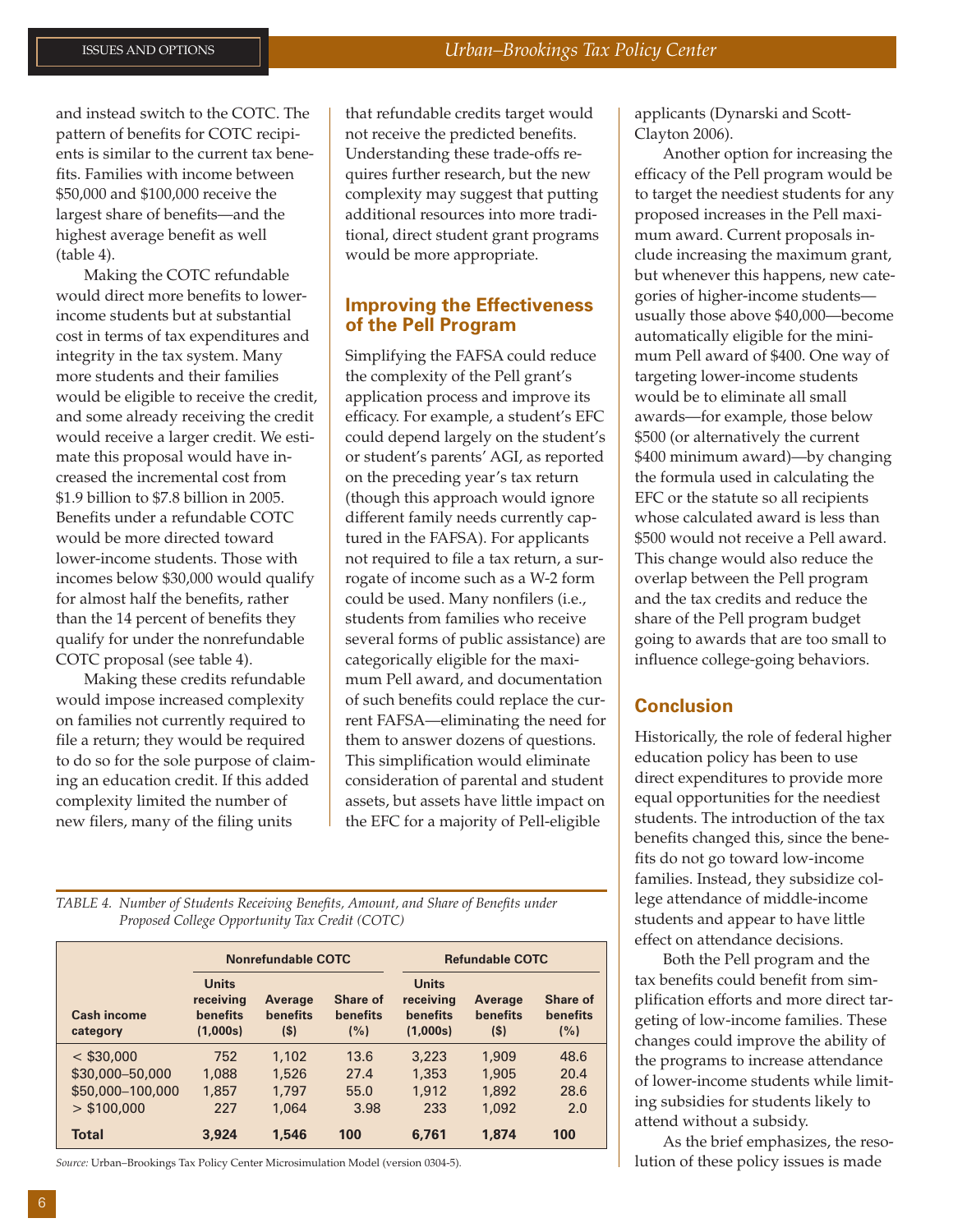and instead switch to the COTC. The pattern of benefits for COTC recipients is similar to the current tax benefits. Families with income between $50,000 and $100,000 receive the largest share of benefits—and the highest average benefit as well (table 4).

Making the COTC refundable would direct more benefits to lower-income students but at substantial cost in terms of tax expenditures and integrity in the tax system. Many more students and their families would be eligible to receive the credit, and some already receiving the credit would receive a larger credit. We estimate this proposal would have increased the incremental cost from $1.9 billion to $7.8 billion in 2005. Benefits under a refundable COTC would be more directed toward lower-income students. Those with incomes below $30,000 would qualify for almost half the benefits, rather than the 14 percent of benefits they qualify for under the nonrefundable COTC proposal (see table 4).

Making these credits refundable would impose increased complexity on families not currently required to file a return; they would be required to do so for the sole purpose of claiming an education credit. If this added complexity limited the number of new filers, many of the filing units that refundable credits target would not receive the predicted benefits. Understanding these trade-offs requires further research, but the new complexity may suggest that putting additional resources into more traditional, direct student grant programs would be more appropriate.

## Improving the Effectiveness of the Pell Program

Simplifying the FAFSA could reduce the complexity of the Pell grant's application process and improve its efficacy. For example, a student's EFC could depend largely on the student's or student's parents' AGI, as reported on the preceding year's tax return (though this approach would ignore different family needs currently captured in the FAFSA). For applicants not required to file a tax return, a surrogate of income such as a W-2 form could be used. Many nonfilers (i.e., students from families who receive several forms of public assistance) are categorically eligible for the maximum Pell award, and documentation of such benefits could replace the current FAFSA—eliminating the need for them to answer dozens of questions. This simplification would eliminate consideration of parental and student assets, but assets have little impact on the EFC for a majority of Pell-eligible applicants (Dynarski and Scott-Clayton 2006).

Another option for increasing the efficacy of the Pell program would be to target the neediest students for any proposed increases in the Pell maximum award. Current proposals include increasing the maximum grant, but whenever this happens, new categories of higher-income students—usually those above $40,000—become automatically eligible for the minimum Pell award of $400. One way of targeting lower-income students would be to eliminate all small awards—for example, those below $500 (or alternatively the current $400 minimum award)—by changing the formula used in calculating the EFC or the statute so all recipients whose calculated award is less than $500 would not receive a Pell award. This change would also reduce the overlap between the Pell program and the tax credits and reduce the share of the Pell program budget going to awards that are too small to influence college-going behaviors.

*TABLE 4. Number of Students Receiving Benefits, Amount, and Share of Benefits under Proposed College Opportunity Tax Credit (COTC)*

| | Nonrefundable COTC | | | Refundable COTC | | |
|---|---|---|---|---|---|---|
| **Cash income category** | **Units receiving benefits (1,000s)** | **Average benefits ($)** | **Share of benefits (%)** | **Units receiving benefits (1,000s)** | **Average benefits ($)** | **Share of benefits (%)** |
| < $30,000 | 752 | 1,102 | 13.6 | 3,223 | 1,909 | 48.6 |
| $30,000–50,000 | 1,088 | 1,526 | 27.4 | 1,353 | 1,905 | 20.4 |
| $50,000–100,000 | 1,857 | 1,797 | 55.0 | 1,912 | 1,892 | 28.6 |
| > $100,000 | 227 | 1,064 | 3.98 | 233 | 1,092 | 2.0 |
| **Total** | **3,924** | **1,546** | **100** | **6,761** | **1,874** | **100** |

*Source:* Urban–Brookings Tax Policy Center Microsimulation Model (version 0304-5).

## Conclusion

Historically, the role of federal higher education policy has been to use direct expenditures to provide more equal opportunities for the neediest students. The introduction of the tax benefits changed this, since the benefits do not go toward low-income families. Instead, they subsidize college attendance of middle-income students and appear to have little effect on attendance decisions.

Both the Pell program and the tax benefits could benefit from simplification efforts and more direct targeting of low-income families. These changes could improve the ability of the programs to increase attendance of lower-income students while limiting subsidies for students likely to attend without a subsidy.

As the brief emphasizes, the resolution of these policy issues is made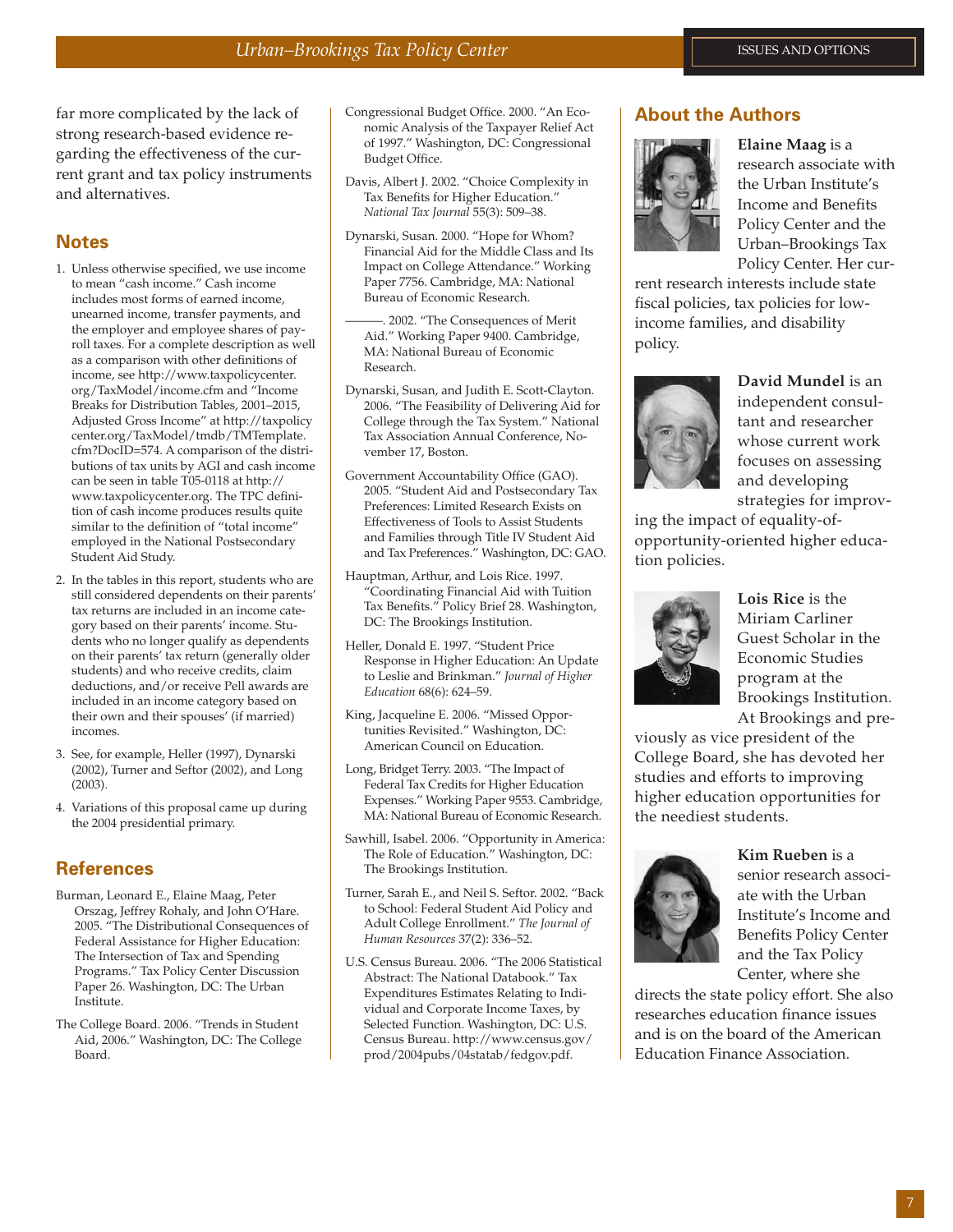far more complicated by the lack of strong research-based evidence regarding the effectiveness of the current grant and tax policy instruments and alternatives.

## Notes

1. Unless otherwise specified, we use income to mean "cash income." Cash income includes most forms of earned income, unearned income, transfer payments, and the employer and employee shares of payroll taxes. For a complete description as well as a comparison with other definitions of income, see http://www.taxpolicycenter.org/TaxModel/income.cfm and "Income Breaks for Distribution Tables, 2001–2015, Adjusted Gross Income" at http://taxpolicycenter.org/TaxModel/tmdb/TMTemplate.cfm?DocID=574. A comparison of the distributions of tax units by AGI and cash income can be seen in table T05-0118 at http://www.taxpolicycenter.org. The TPC definition of cash income produces results quite similar to the definition of "total income" employed in the National Postsecondary Student Aid Study.
2. In the tables in this report, students who are still considered dependents on their parents' tax returns are included in an income category based on their parents' income. Students who no longer qualify as dependents on their parents' tax return (generally older students) and who receive credits, claim deductions, and/or receive Pell awards are included in an income category based on their own and their spouses' (if married) incomes.
3. See, for example, Heller (1997), Dynarski (2002), Turner and Seftor (2002), and Long (2003).
4. Variations of this proposal came up during the 2004 presidential primary.

## References

Burman, Leonard E., Elaine Maag, Peter Orszag, Jeffrey Rohaly, and John O'Hare. 2005. "The Distributional Consequences of Federal Assistance for Higher Education: The Intersection of Tax and Spending Programs." Tax Policy Center Discussion Paper 26. Washington, DC: The Urban Institute.

The College Board. 2006. "Trends in Student Aid, 2006." Washington, DC: The College Board.

Congressional Budget Office. 2000. "An Economic Analysis of the Taxpayer Relief Act of 1997." Washington, DC: Congressional Budget Office.

Davis, Albert J. 2002. "Choice Complexity in Tax Benefits for Higher Education." *National Tax Journal* 55(3): 509–38.

Dynarski, Susan. 2000. "Hope for Whom? Financial Aid for the Middle Class and Its Impact on College Attendance." Working Paper 7756. Cambridge, MA: National Bureau of Economic Research.

———. 2002. "The Consequences of Merit Aid." Working Paper 9400. Cambridge, MA: National Bureau of Economic Research.

Dynarski, Susan, and Judith E. Scott-Clayton. 2006. "The Feasibility of Delivering Aid for College through the Tax System." National Tax Association Annual Conference, November 17, Boston.

Government Accountability Office (GAO). 2005. "Student Aid and Postsecondary Tax Preferences: Limited Research Exists on Effectiveness of Tools to Assist Students and Families through Title IV Student Aid and Tax Preferences." Washington, DC: GAO.

Hauptman, Arthur, and Lois Rice. 1997. "Coordinating Financial Aid with Tuition Tax Benefits." Policy Brief 28. Washington, DC: The Brookings Institution.

Heller, Donald E. 1997. "Student Price Response in Higher Education: An Update to Leslie and Brinkman." *Journal of Higher Education* 68(6): 624–59.

King, Jacqueline E. 2006. "Missed Opportunities Revisited." Washington, DC: American Council on Education.

Long, Bridget Terry. 2003. "The Impact of Federal Tax Credits for Higher Education Expenses." Working Paper 9553. Cambridge, MA: National Bureau of Economic Research.

Sawhill, Isabel. 2006. "Opportunity in America: The Role of Education." Washington, DC: The Brookings Institution.

Turner, Sarah E., and Neil S. Seftor. 2002. "Back to School: Federal Student Aid Policy and Adult College Enrollment." *The Journal of Human Resources* 37(2): 336–52.

U.S. Census Bureau. 2006. "The 2006 Statistical Abstract: The National Databook." Tax Expenditures Estimates Relating to Individual and Corporate Income Taxes, by Selected Function. Washington, DC: U.S. Census Bureau. http://www.census.gov/prod/2004pubs/04statab/fedgov.pdf.

## About the Authors

**Elaine Maag** is a research associate with the Urban Institute's Income and Benefits Policy Center and the Urban–Brookings Tax Policy Center. Her current research interests include state fiscal policies, tax policies for low-income families, and disability policy.

**David Mundel** is an independent consultant and researcher whose current work focuses on assessing and developing strategies for improving the impact of equality-of-opportunity-oriented higher education policies.

**Lois Rice** is the Miriam Carliner Guest Scholar in the Economic Studies program at the Brookings Institution. At Brookings and previously as vice president of the College Board, she has devoted her studies and efforts to improving higher education opportunities for the neediest students.

**Kim Rueben** is a senior research associate with the Urban Institute's Income and Benefits Policy Center and the Tax Policy Center, where she directs the state policy effort. She also researches education finance issues and is on the board of the American Education Finance Association.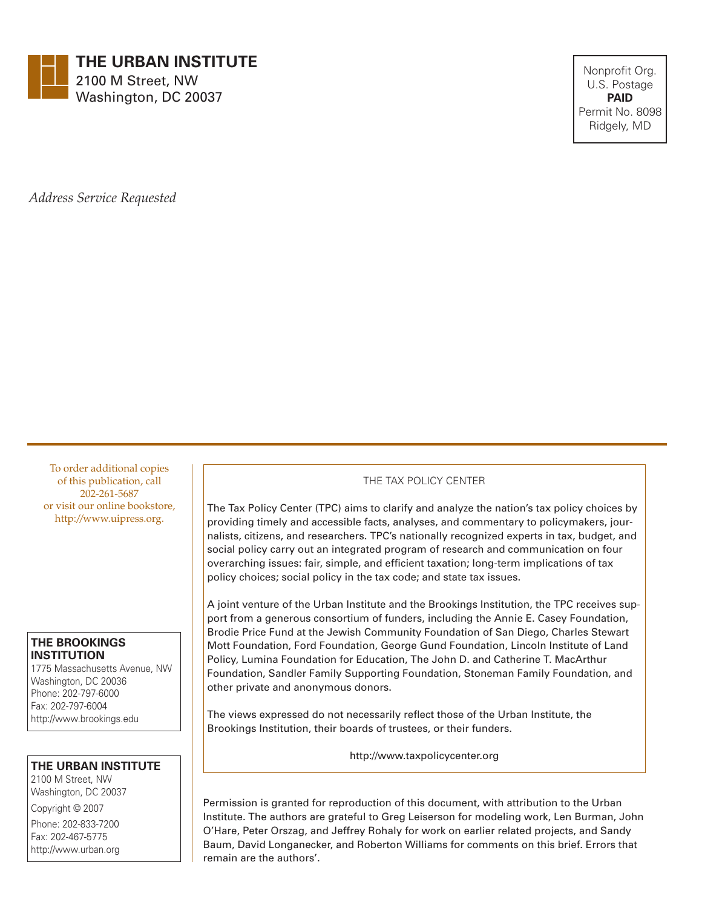**THE URBAN INSTITUTE**
2100 M Street, NW
Washington, DC 20037

Nonprofit Org.
U.S. Postage
**PAID**
Permit No. 8098
Ridgely, MD

*Address Service Requested*

To order additional copies of this publication, call 202-261-5687 or visit our online bookstore, http://www.uipress.org.

**THE BROOKINGS INSTITUTION**
1775 Massachusetts Avenue, NW
Washington, DC 20036
Phone: 202-797-6000
Fax: 202-797-6004
http://www.brookings.edu

**THE URBAN INSTITUTE**
2100 M Street, NW
Washington, DC 20037
Copyright © 2007
Phone: 202-833-7200
Fax: 202-467-5775
http://www.urban.org

THE TAX POLICY CENTER

The Tax Policy Center (TPC) aims to clarify and analyze the nation's tax policy choices by providing timely and accessible facts, analyses, and commentary to policymakers, journalists, citizens, and researchers. TPC's nationally recognized experts in tax, budget, and social policy carry out an integrated program of research and communication on four overarching issues: fair, simple, and efficient taxation; long-term implications of tax policy choices; social policy in the tax code; and state tax issues.

A joint venture of the Urban Institute and the Brookings Institution, the TPC receives support from a generous consortium of funders, including the Annie E. Casey Foundation, Brodie Price Fund at the Jewish Community Foundation of San Diego, Charles Stewart Mott Foundation, Ford Foundation, George Gund Foundation, Lincoln Institute of Land Policy, Lumina Foundation for Education, The John D. and Catherine T. MacArthur Foundation, Sandler Family Supporting Foundation, Stoneman Family Foundation, and other private and anonymous donors.

The views expressed do not necessarily reflect those of the Urban Institute, the Brookings Institution, their boards of trustees, or their funders.

http://www.taxpolicycenter.org

Permission is granted for reproduction of this document, with attribution to the Urban Institute. The authors are grateful to Greg Leiserson for modeling work, Len Burman, John O'Hare, Peter Orszag, and Jeffrey Rohaly for work on earlier related projects, and Sandy Baum, David Longanecker, and Roberton Williams for comments on this brief. Errors that remain are the authors'.